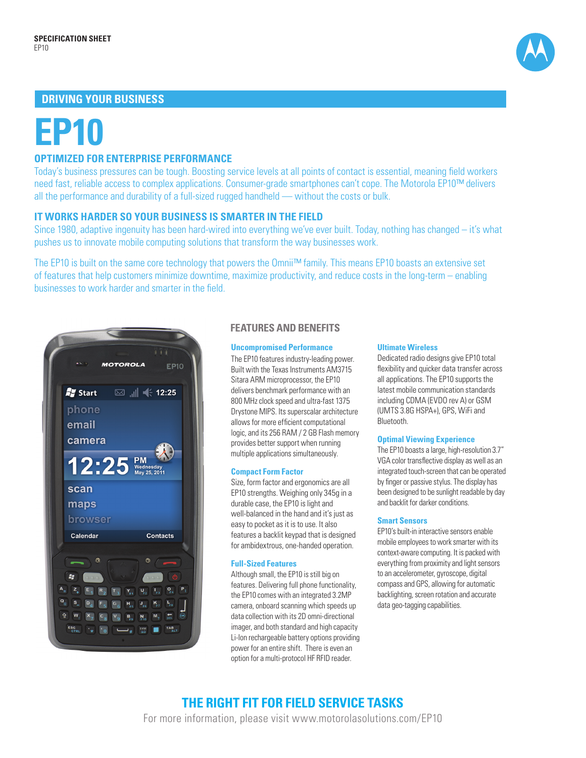SPECIFICATION SHEET
EP10

## DRIVING YOUR BUSINESS

# EP10

## OPTIMIZED FOR ENTERPRISE PERFORMANCE

Today's business pressures can be tough. Boosting service levels at all points of contact is essential, meaning field workers need fast, reliable access to complex applications. Consumer-grade smartphones can't cope. The Motorola EP10™ delivers all the performance and durability of a full-sized rugged handheld — without the costs or bulk.

## IT WORKS HARDER SO YOUR BUSINESS IS SMARTER IN THE FIELD

Since 1980, adaptive ingenuity has been hard-wired into everything we've ever built. Today, nothing has changed – it's what pushes us to innovate mobile computing solutions that transform the way businesses work.

The EP10 is built on the same core technology that powers the Omnii™ family. This means EP10 boasts an extensive set of features that help customers minimize downtime, maximize productivity, and reduce costs in the long-term – enabling businesses to work harder and smarter in the field.

## FEATURES AND BENEFITS

### Uncompromised Performance

The EP10 features industry-leading power. Built with the Texas Instruments AM3715 Sitara ARM microprocessor, the EP10 delivers benchmark performance with an 800 MHz clock speed and ultra-fast 1375 Drystone MIPS. Its superscalar architecture allows for more efficient computational logic, and its 256 RAM / 2 GB Flash memory provides better support when running multiple applications simultaneously.

### Compact Form Factor

Size, form factor and ergonomics are all EP10 strengths. Weighing only 345g in a durable case, the EP10 is light and well-balanced in the hand and it's just as easy to pocket as it is to use. It also features a backlit keypad that is designed for ambidextrous, one-handed operation.

### Full-Sized Features

Although small, the EP10 is still big on features. Delivering full phone functionality, the EP10 comes with an integrated 3.2MP camera, onboard scanning which speeds up data collection with its 2D omni-directional imager, and both standard and high capacity Li-Ion rechargeable battery options providing power for an entire shift. There is even an option for a multi-protocol HF RFID reader.

### Ultimate Wireless

Dedicated radio designs give EP10 total flexibility and quicker data transfer across all applications. The EP10 supports the latest mobile communication standards including CDMA (EVDO rev A) or GSM (UMTS 3.8G HSPA+), GPS, WiFi and Bluetooth.

### Optimal Viewing Experience

The EP10 boasts a large, high-resolution 3.7" VGA color transflective display as well as an integrated touch-screen that can be operated by finger or passive stylus. The display has been designed to be sunlight readable by day and backlit for darker conditions.

### Smart Sensors

EP10's built-in interactive sensors enable mobile employees to work smarter with its context-aware computing. It is packed with everything from proximity and light sensors to an accelerometer, gyroscope, digital compass and GPS, allowing for automatic backlighting, screen rotation and accurate data geo-tagging capabilities.

## THE RIGHT FIT FOR FIELD SERVICE TASKS

For more information, please visit www.motorolasolutions.com/EP10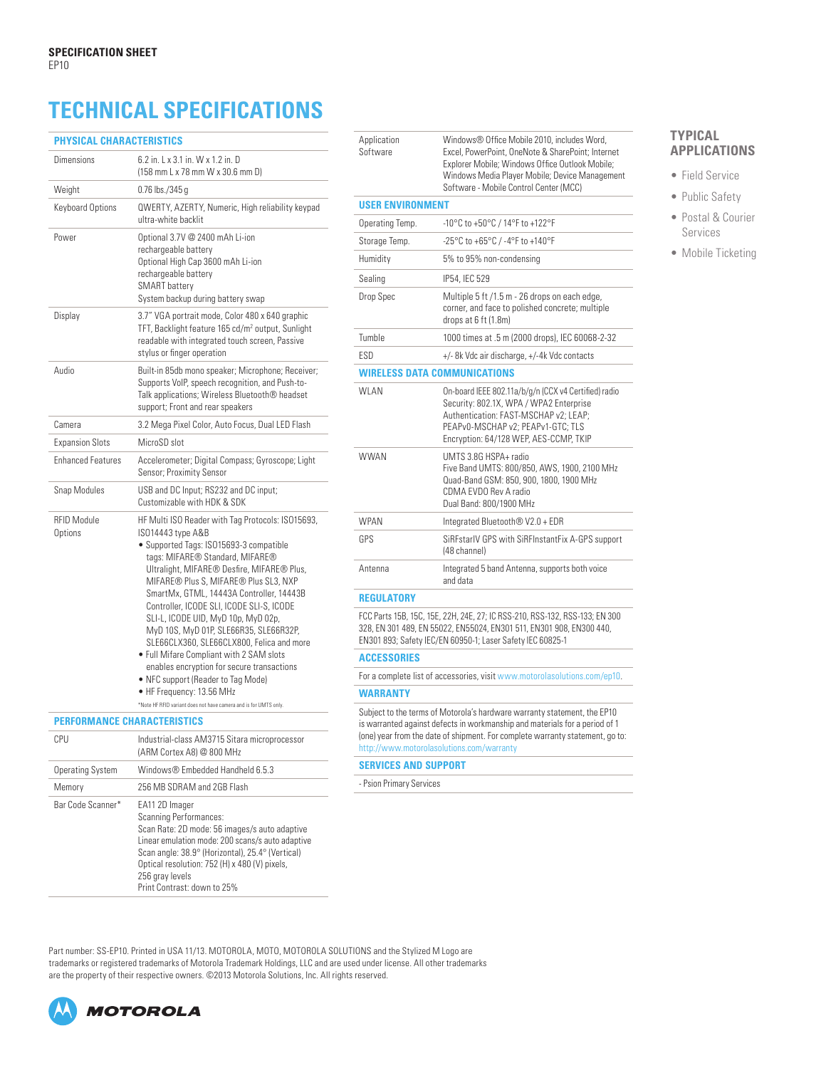**SPECIFICATION SHEET**
EP10

# TECHNICAL SPECIFICATIONS

## PHYSICAL CHARACTERISTICS

| | |
|---|---|
| Dimensions | 6.2 in. L x 3.1 in. W x 1.2 in. D (158 mm L x 78 mm W x 30.6 mm D) |
| Weight | 0.76 lbs./345 g |
| Keyboard Options | QWERTY, AZERTY, Numeric, High reliability keypad ultra-white backlit |
| Power | Optional 3.7V @ 2400 mAh Li-ion rechargeable battery<br>Optional High Cap 3600 mAh Li-ion rechargeable battery<br>SMART battery<br>System backup during battery swap |
| Display | 3.7" VGA portrait mode, Color 480 x 640 graphic TFT, Backlight feature 165 cd/m² output, Sunlight readable with integrated touch screen, Passive stylus or finger operation |
| Audio | Built-in 85db mono speaker; Microphone; Receiver; Supports VoIP, speech recognition, and Push-to-Talk applications; Wireless Bluetooth® headset support; Front and rear speakers |
| Camera | 3.2 Mega Pixel Color, Auto Focus, Dual LED Flash |
| Expansion Slots | MicroSD slot |
| Enhanced Features | Accelerometer; Digital Compass; Gyroscope; Light Sensor; Proximity Sensor |
| Snap Modules | USB and DC Input; RS232 and DC input; Customizable with HDK & SDK |
| RFID Module Options | HF Multi ISO Reader with Tag Protocols: ISO15693, ISO14443 type A&B<br>• Supported Tags: ISO15693-3 compatible tags: MIFARE® Standard, MIFARE® Ultralight, MIFARE® Desfire, MIFARE® Plus, MIFARE® Plus S, MIFARE® Plus SL3, NXP SmartMx, GTML, 14443A Controller, 14443B Controller, ICODE SLI, ICODE SLI-S, ICODE SLI-L, ICODE UID, MyD 10p, MyD 02p, MyD 10S, MyD 01P, SLE66R35, SLE66R32P, SLE66CLX360, SLE66CLX800, Felica and more<br>• Full Mifare Compliant with 2 SAM slots enables encryption for secure transactions<br>• NFC support (Reader to Tag Mode)<br>• HF Frequency: 13.56 MHz<br>*Note HF RFID variant does not have camera and is for UMTS only. |

## PERFORMANCE CHARACTERISTICS

| | |
|---|---|
| CPU | Industrial-class AM3715 Sitara microprocessor (ARM Cortex A8) @ 800 MHz |
| Operating System | Windows® Embedded Handheld 6.5.3 |
| Memory | 256 MB SDRAM and 2GB Flash |
| Bar Code Scanner* | EA11 2D Imager<br>Scanning Performances:<br>Scan Rate: 2D mode: 56 images/s auto adaptive<br>Linear emulation mode: 200 scans/s auto adaptive<br>Scan angle: 38.9° (Horizontal), 25.4° (Vertical)<br>Optical resolution: 752 (H) x 480 (V) pixels, 256 gray levels<br>Print Contrast: down to 25% |
| Application Software | Windows® Office Mobile 2010, includes Word, Excel, PowerPoint, OneNote & SharePoint; Internet Explorer Mobile; Windows Office Outlook Mobile; Windows Media Player Mobile; Device Management Software - Mobile Control Center (MCC) |

## USER ENVIRONMENT

| | |
|---|---|
| Operating Temp. | -10°C to +50°C / 14°F to +122°F |
| Storage Temp. | -25°C to +65°C / -4°F to +140°F |
| Humidity | 5% to 95% non-condensing |
| Sealing | IP54, IEC 529 |
| Drop Spec | Multiple 5 ft /1.5 m - 26 drops on each edge, corner, and face to polished concrete; multiple drops at 6 ft (1.8m) |
| Tumble | 1000 times at .5 m (2000 drops), IEC 60068-2-32 |
| ESD | +/- 8k Vdc air discharge, +/-4k Vdc contacts |

## WIRELESS DATA COMMUNICATIONS

| | |
|---|---|
| WLAN | On-board IEEE 802.11a/b/g/n (CCX v4 Certified) radio<br>Security: 802.1X, WPA / WPA2 Enterprise<br>Authentication: FAST-MSCHAP v2; LEAP; PEAPv0-MSCHAP v2; PEAPv1-GTC; TLS<br>Encryption: 64/128 WEP, AES-CCMP, TKIP |
| WWAN | UMTS 3.8G HSPA+ radio<br>Five Band UMTS: 800/850, AWS, 1900, 2100 MHz<br>Quad-Band GSM: 850, 900, 1800, 1900 MHz<br>CDMA EVDO Rev A radio<br>Dual Band: 800/1900 MHz |
| WPAN | Integrated Bluetooth® V2.0 + EDR |
| GPS | SiRFstarIV GPS with SiRFInstantFix A-GPS support (48 channel) |
| Antenna | Integrated 5 band Antenna, supports both voice and data |

## REGULATORY

FCC Parts 15B, 15C, 15E, 22H, 24E, 27; IC RSS-210, RSS-132, RSS-133; EN 300 328, EN 301 489, EN 55022, EN55024, EN301 511, EN301 908, EN300 440, EN301 893; Safety IEC/EN 60950-1; Laser Safety IEC 60825-1

## ACCESSORIES

For a complete list of accessories, visit www.motorolasolutions.com/ep10.

## WARRANTY

Subject to the terms of Motorola's hardware warranty statement, the EP10 is warranted against defects in workmanship and materials for a period of 1 (one) year from the date of shipment. For complete warranty statement, go to: http://www.motorolasolutions.com/warranty

## SERVICES AND SUPPORT

- Psion Primary Services

## TYPICAL APPLICATIONS

- Field Service
- Public Safety
- Postal & Courier Services
- Mobile Ticketing

Part number: SS-EP10. Printed in USA 11/13. MOTOROLA, MOTO, MOTOROLA SOLUTIONS and the Stylized M Logo are trademarks or registered trademarks of Motorola Trademark Holdings, LLC and are used under license. All other trademarks are the property of their respective owners. ©2013 Motorola Solutions, Inc. All rights reserved.

MOTOROLA